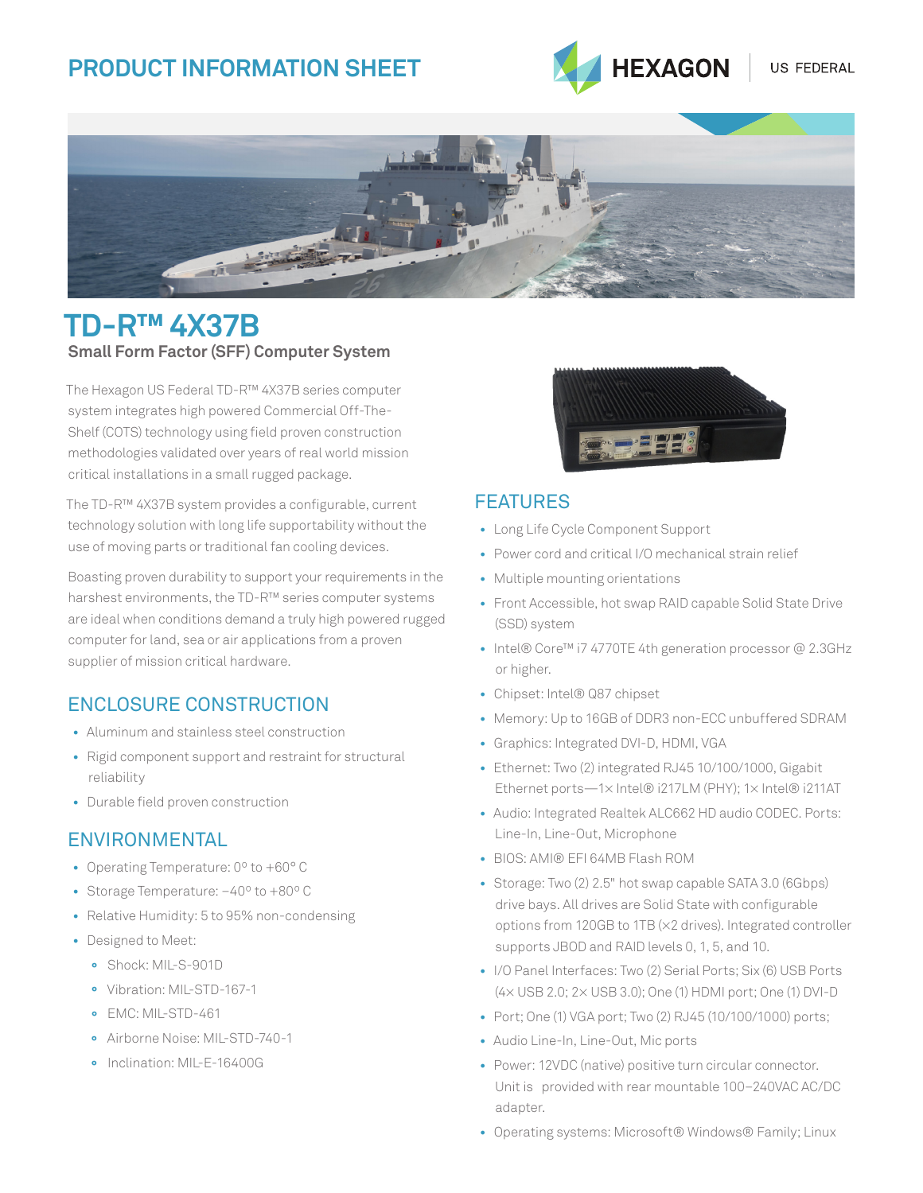# PRODUCT INFORMATION SHEET

HEXAGON | US FEDERAL

# TD-R™ 4X37B

## Small Form Factor (SFF) Computer System

The Hexagon US Federal TD-R™ 4X37B series computer system integrates high powered Commercial Off-The-Shelf (COTS) technology using field proven construction methodologies validated over years of real world mission critical installations in a small rugged package.

The TD-R™ 4X37B system provides a configurable, current technology solution with long life supportability without the use of moving parts or traditional fan cooling devices.

Boasting proven durability to support your requirements in the harshest environments, the TD-R™ series computer systems are ideal when conditions demand a truly high powered rugged computer for land, sea or air applications from a proven supplier of mission critical hardware.

## ENCLOSURE CONSTRUCTION

- Aluminum and stainless steel construction
- Rigid component support and restraint for structural reliability
- Durable field proven construction

## ENVIRONMENTAL

- Operating Temperature: 0° to +60° C
- Storage Temperature: –40° to +80° C
- Relative Humidity: 5 to 95% non-condensing
- Designed to Meet:
  - Shock: MIL-S-901D
  - Vibration: MIL-STD-167-1
  - EMC: MIL-STD-461
  - Airborne Noise: MIL-STD-740-1
  - Inclination: MIL-E-16400G

## FEATURES

- Long Life Cycle Component Support
- Power cord and critical I/O mechanical strain relief
- Multiple mounting orientations
- Front Accessible, hot swap RAID capable Solid State Drive (SSD) system
- Intel® Core™ i7 4770TE 4th generation processor @ 2.3GHz or higher.
- Chipset: Intel® Q87 chipset
- Memory: Up to 16GB of DDR3 non-ECC unbuffered SDRAM
- Graphics: Integrated DVI-D, HDMI, VGA
- Ethernet: Two (2) integrated RJ45 10/100/1000, Gigabit Ethernet ports—1× Intel® i217LM (PHY); 1× Intel® i211AT
- Audio: Integrated Realtek ALC662 HD audio CODEC. Ports: Line-In, Line-Out, Microphone
- BIOS: AMI® EFI 64MB Flash ROM
- Storage: Two (2) 2.5" hot swap capable SATA 3.0 (6Gbps) drive bays. All drives are Solid State with configurable options from 120GB to 1TB (×2 drives). Integrated controller supports JBOD and RAID levels 0, 1, 5, and 10.
- I/O Panel Interfaces: Two (2) Serial Ports; Six (6) USB Ports (4× USB 2.0; 2× USB 3.0); One (1) HDMI port; One (1) DVI-D
- Port; One (1) VGA port; Two (2) RJ45 (10/100/1000) ports;
- Audio Line-In, Line-Out, Mic ports
- Power: 12VDC (native) positive turn circular connector. Unit is provided with rear mountable 100–240VAC AC/DC adapter.
- Operating systems: Microsoft® Windows® Family; Linux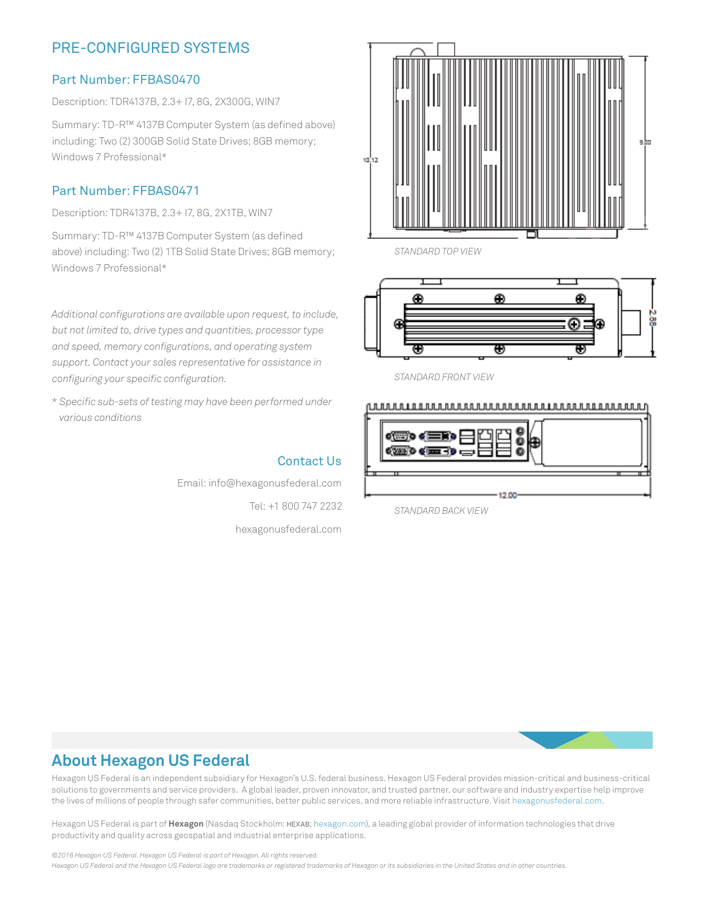## PRE-CONFIGURED SYSTEMS

### Part Number: FFBAS0470

Description: TDR4137B, 2.3+ I7, 8G, 2X300G, WIN7

Summary: TD-R™ 4137B Computer System (as defined above) including: Two (2) 300GB Solid State Drives; 8GB memory; Windows 7 Professional*

### Part Number: FFBAS0471

Description: TDR4137B, 2.3+ I7, 8G, 2X1TB, WIN7

Summary: TD-R™ 4137B Computer System (as defined above) including: Two (2) 1TB Solid State Drives; 8GB memory; Windows 7 Professional*

*Additional configurations are available upon request, to include, but not limited to, drive types and quantities, processor type and speed, memory configurations, and operating system support. Contact your sales representative for assistance in configuring your specific configuration.*

*\* Specific sub-sets of testing may have been performed under various conditions*

10.12

9.00

*STANDARD TOP VIEW*

2.88

*STANDARD FRONT VIEW*

12.00

*STANDARD BACK VIEW*

### Contact Us

Email: info@hexagonusfederal.com

Tel: +1 800 747 2232

hexagonusfederal.com

## About Hexagon US Federal

Hexagon US Federal is an independent subsidiary for Hexagon's U.S. federal business. Hexagon US Federal provides mission-critical and business-critical solutions to governments and service providers. A global leader, proven innovator, and trusted partner, our software and industry expertise help improve the lives of millions of people through safer communities, better public services, and more reliable infrastructure. Visit hexagonusfederal.com.

Hexagon US Federal is part of **Hexagon** (Nasdaq Stockholm: HEXAB; hexagon.com), a leading global provider of information technologies that drive productivity and quality across geospatial and industrial enterprise applications.

*©2016 Hexagon US Federal. Hexagon US Federal is part of Hexagon. All rights reserved.*
*Hexagon US Federal and the Hexagon US Federal logo are trademarks or registered trademarks of Hexagon or its subsidiaries in the United States and in other countries.*